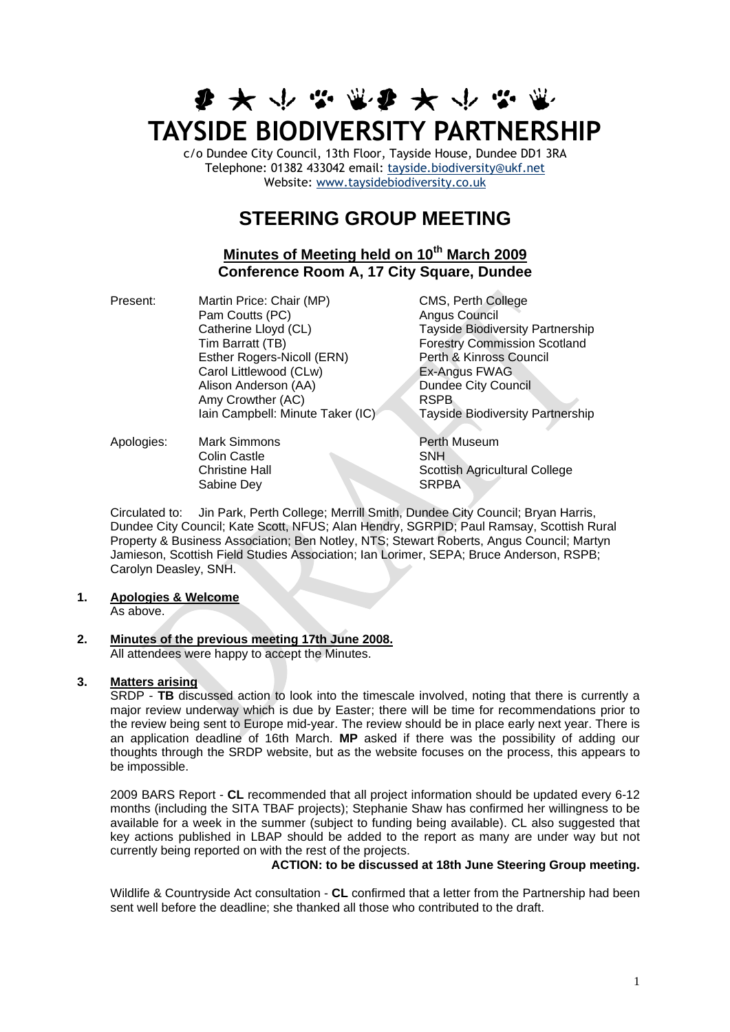# TAYSIDE BIODIVERSITY PARTNERSHIP

c/o Dundee City Council, 13th Floor, Tayside House, Dundee DD1 3RA
Telephone: 01382 433042 email: tayside.biodiversity@ukf.net
Website: www.taysidebiodiversity.co.uk

## STEERING GROUP MEETING

### Minutes of Meeting held on 10th March 2009
### Conference Room A, 17 City Square, Dundee

| | | |
|---|---|---|
| Present: | Martin Price: Chair (MP) | CMS, Perth College |
| | Pam Coutts (PC) | Angus Council |
| | Catherine Lloyd (CL) | Tayside Biodiversity Partnership |
| | Tim Barratt (TB) | Forestry Commission Scotland |
| | Esther Rogers-Nicoll (ERN) | Perth & Kinross Council |
| | Carol Littlewood (CLw) | Ex-Angus FWAG |
| | Alison Anderson (AA) | Dundee City Council |
| | Amy Crowther (AC) | RSPB |
| | Iain Campbell: Minute Taker (IC) | Tayside Biodiversity Partnership |
| Apologies: | Mark Simmons | Perth Museum |
| | Colin Castle | SNH |
| | Christine Hall | Scottish Agricultural College |
| | Sabine Dey | SRPBA |

Circulated to: Jin Park, Perth College; Merrill Smith, Dundee City Council; Bryan Harris, Dundee City Council; Kate Scott, NFUS; Alan Hendry, SGRPID; Paul Ramsay, Scottish Rural Property & Business Association; Ben Notley, NTS; Stewart Roberts, Angus Council; Martyn Jamieson, Scottish Field Studies Association; Ian Lorimer, SEPA; Bruce Anderson, RSPB; Carolyn Deasley, SNH.

**1. Apologies & Welcome**

As above.

**2. Minutes of the previous meeting 17th June 2008.**

All attendees were happy to accept the Minutes.

**3. Matters arising**

SRDP - **TB** discussed action to look into the timescale involved, noting that there is currently a major review underway which is due by Easter; there will be time for recommendations prior to the review being sent to Europe mid-year. The review should be in place early next year. There is an application deadline of 16th March. **MP** asked if there was the possibility of adding our thoughts through the SRDP website, but as the website focuses on the process, this appears to be impossible.

2009 BARS Report - **CL** recommended that all project information should be updated every 6-12 months (including the SITA TBAF projects); Stephanie Shaw has confirmed her willingness to be available for a week in the summer (subject to funding being available). CL also suggested that key actions published in LBAP should be added to the report as many are under way but not currently being reported on with the rest of the projects.

**ACTION: to be discussed at 18th June Steering Group meeting.**

Wildlife & Countryside Act consultation - **CL** confirmed that a letter from the Partnership had been sent well before the deadline; she thanked all those who contributed to the draft.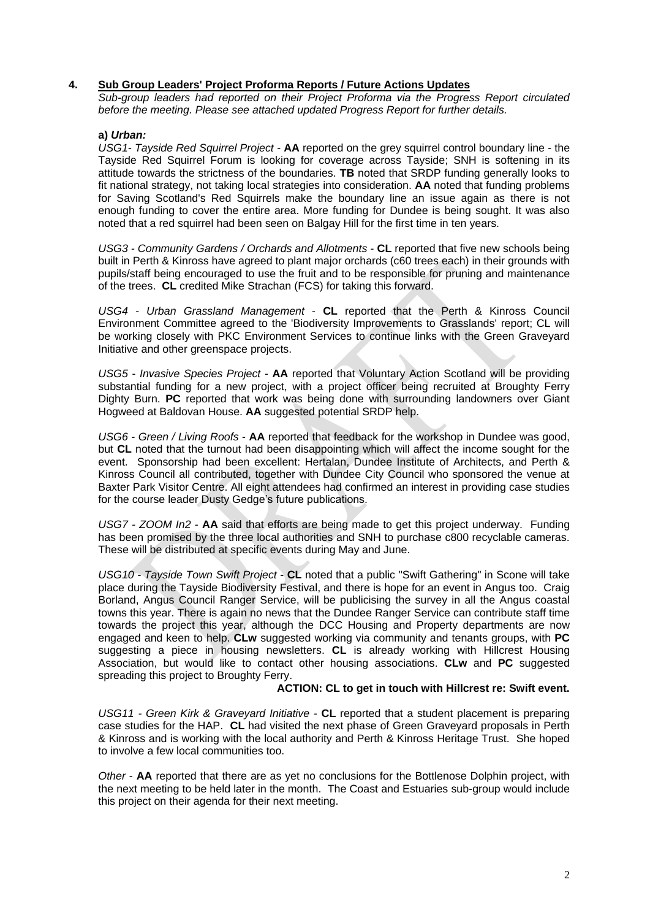## 4. Sub Group Leaders' Project Proforma Reports / Future Actions Updates

*Sub-group leaders had reported on their Project Proforma via the Progress Report circulated before the meeting. Please see attached updated Progress Report for further details.*

**a)** ***Urban:***

*USG1- Tayside Red Squirrel Project* - **AA** reported on the grey squirrel control boundary line - the Tayside Red Squirrel Forum is looking for coverage across Tayside; SNH is softening in its attitude towards the strictness of the boundaries. **TB** noted that SRDP funding generally looks to fit national strategy, not taking local strategies into consideration. **AA** noted that funding problems for Saving Scotland's Red Squirrels make the boundary line an issue again as there is not enough funding to cover the entire area. More funding for Dundee is being sought. It was also noted that a red squirrel had been seen on Balgay Hill for the first time in ten years.

*USG3 - Community Gardens / Orchards and Allotments* - **CL** reported that five new schools being built in Perth & Kinross have agreed to plant major orchards (c60 trees each) in their grounds with pupils/staff being encouraged to use the fruit and to be responsible for pruning and maintenance of the trees. **CL** credited Mike Strachan (FCS) for taking this forward.

*USG4 - Urban Grassland Management* - **CL** reported that the Perth & Kinross Council Environment Committee agreed to the 'Biodiversity Improvements to Grasslands' report; CL will be working closely with PKC Environment Services to continue links with the Green Graveyard Initiative and other greenspace projects.

*USG5 - Invasive Species Project* - **AA** reported that Voluntary Action Scotland will be providing substantial funding for a new project, with a project officer being recruited at Broughty Ferry Dighty Burn. **PC** reported that work was being done with surrounding landowners over Giant Hogweed at Baldovan House. **AA** suggested potential SRDP help.

*USG6 - Green / Living Roofs* - **AA** reported that feedback for the workshop in Dundee was good, but **CL** noted that the turnout had been disappointing which will affect the income sought for the event. Sponsorship had been excellent: Hertalan, Dundee Institute of Architects, and Perth & Kinross Council all contributed, together with Dundee City Council who sponsored the venue at Baxter Park Visitor Centre. All eight attendees had confirmed an interest in providing case studies for the course leader Dusty Gedge's future publications.

*USG7 - ZOOM In2* - **AA** said that efforts are being made to get this project underway. Funding has been promised by the three local authorities and SNH to purchase c800 recyclable cameras. These will be distributed at specific events during May and June.

*USG10 - Tayside Town Swift Project* - **CL** noted that a public "Swift Gathering" in Scone will take place during the Tayside Biodiversity Festival, and there is hope for an event in Angus too. Craig Borland, Angus Council Ranger Service, will be publicising the survey in all the Angus coastal towns this year. There is again no news that the Dundee Ranger Service can contribute staff time towards the project this year, although the DCC Housing and Property departments are now engaged and keen to help. **CLw** suggested working via community and tenants groups, with **PC** suggesting a piece in housing newsletters. **CL** is already working with Hillcrest Housing Association, but would like to contact other housing associations. **CLw** and **PC** suggested spreading this project to Broughty Ferry.

**ACTION: CL to get in touch with Hillcrest re: Swift event.**

*USG11 - Green Kirk & Graveyard Initiative* - **CL** reported that a student placement is preparing case studies for the HAP. **CL** had visited the next phase of Green Graveyard proposals in Perth & Kinross and is working with the local authority and Perth & Kinross Heritage Trust. She hoped to involve a few local communities too.

*Other* - **AA** reported that there are as yet no conclusions for the Bottlenose Dolphin project, with the next meeting to be held later in the month. The Coast and Estuaries sub-group would include this project on their agenda for their next meeting.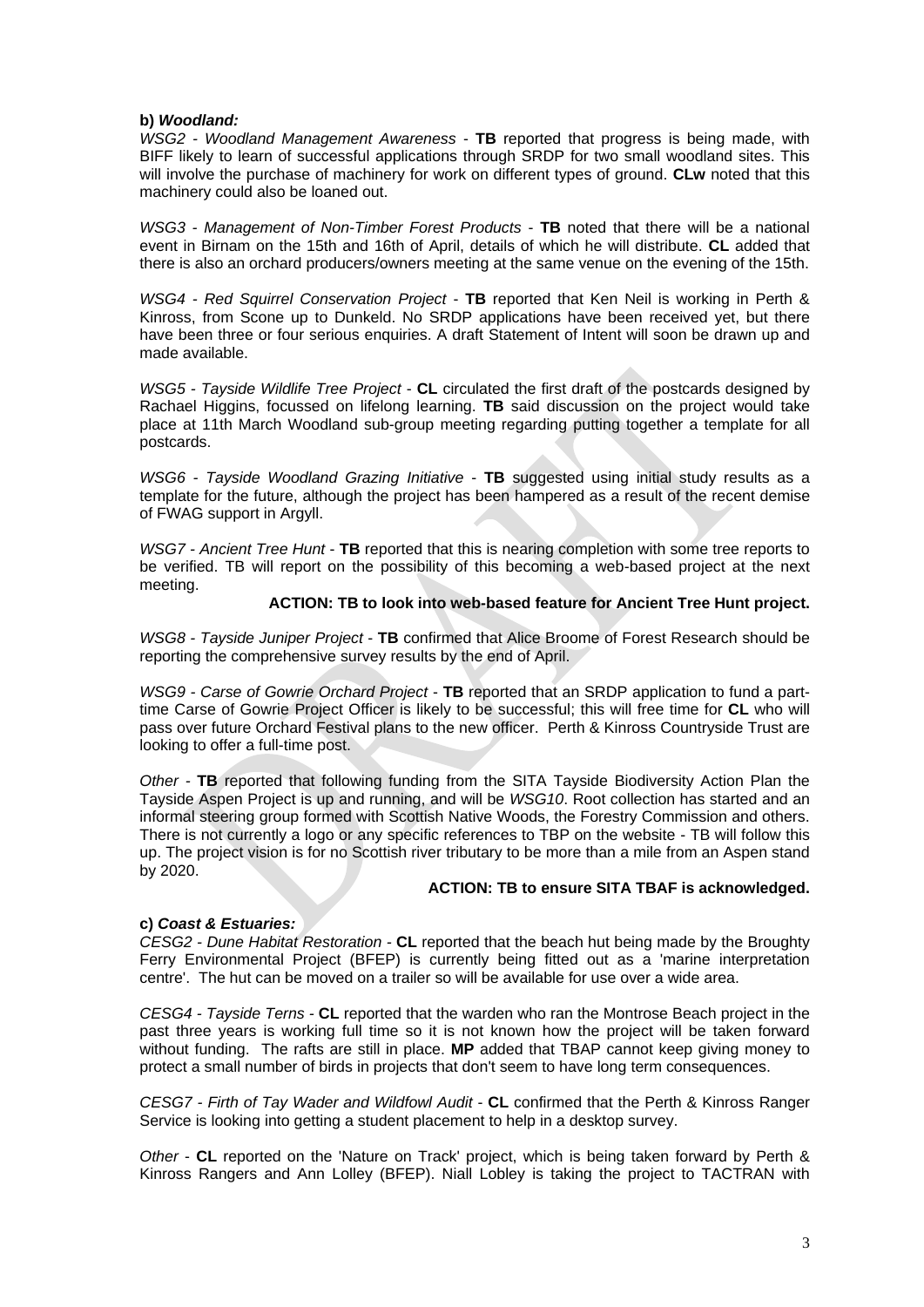**b)** ***Woodland:***

*WSG2 - Woodland Management Awareness* - **TB** reported that progress is being made, with BIFF likely to learn of successful applications through SRDP for two small woodland sites. This will involve the purchase of machinery for work on different types of ground. **CLw** noted that this machinery could also be loaned out.

*WSG3 - Management of Non-Timber Forest Products* - **TB** noted that there will be a national event in Birnam on the 15th and 16th of April, details of which he will distribute. **CL** added that there is also an orchard producers/owners meeting at the same venue on the evening of the 15th.

*WSG4 - Red Squirrel Conservation Project* - **TB** reported that Ken Neil is working in Perth & Kinross, from Scone up to Dunkeld. No SRDP applications have been received yet, but there have been three or four serious enquiries. A draft Statement of Intent will soon be drawn up and made available.

*WSG5 - Tayside Wildlife Tree Project* - **CL** circulated the first draft of the postcards designed by Rachael Higgins, focussed on lifelong learning. **TB** said discussion on the project would take place at 11th March Woodland sub-group meeting regarding putting together a template for all postcards.

*WSG6 - Tayside Woodland Grazing Initiative* - **TB** suggested using initial study results as a template for the future, although the project has been hampered as a result of the recent demise of FWAG support in Argyll.

*WSG7 - Ancient Tree Hunt* - **TB** reported that this is nearing completion with some tree reports to be verified. TB will report on the possibility of this becoming a web-based project at the next meeting.

**ACTION: TB to look into web-based feature for Ancient Tree Hunt project.**

*WSG8 - Tayside Juniper Project* - **TB** confirmed that Alice Broome of Forest Research should be reporting the comprehensive survey results by the end of April.

*WSG9 - Carse of Gowrie Orchard Project* - **TB** reported that an SRDP application to fund a part-time Carse of Gowrie Project Officer is likely to be successful; this will free time for **CL** who will pass over future Orchard Festival plans to the new officer. Perth & Kinross Countryside Trust are looking to offer a full-time post.

*Other* - **TB** reported that following funding from the SITA Tayside Biodiversity Action Plan the Tayside Aspen Project is up and running, and will be *WSG10*. Root collection has started and an informal steering group formed with Scottish Native Woods, the Forestry Commission and others. There is not currently a logo or any specific references to TBP on the website - TB will follow this up. The project vision is for no Scottish river tributary to be more than a mile from an Aspen stand by 2020.

**ACTION: TB to ensure SITA TBAF is acknowledged.**

**c)** ***Coast & Estuaries:***

*CESG2 - Dune Habitat Restoration* - **CL** reported that the beach hut being made by the Broughty Ferry Environmental Project (BFEP) is currently being fitted out as a 'marine interpretation centre'. The hut can be moved on a trailer so will be available for use over a wide area.

*CESG4 - Tayside Terns* - **CL** reported that the warden who ran the Montrose Beach project in the past three years is working full time so it is not known how the project will be taken forward without funding. The rafts are still in place. **MP** added that TBAP cannot keep giving money to protect a small number of birds in projects that don't seem to have long term consequences.

*CESG7 - Firth of Tay Wader and Wildfowl Audit* - **CL** confirmed that the Perth & Kinross Ranger Service is looking into getting a student placement to help in a desktop survey.

*Other* - **CL** reported on the 'Nature on Track' project, which is being taken forward by Perth & Kinross Rangers and Ann Lolley (BFEP). Niall Lobley is taking the project to TACTRAN with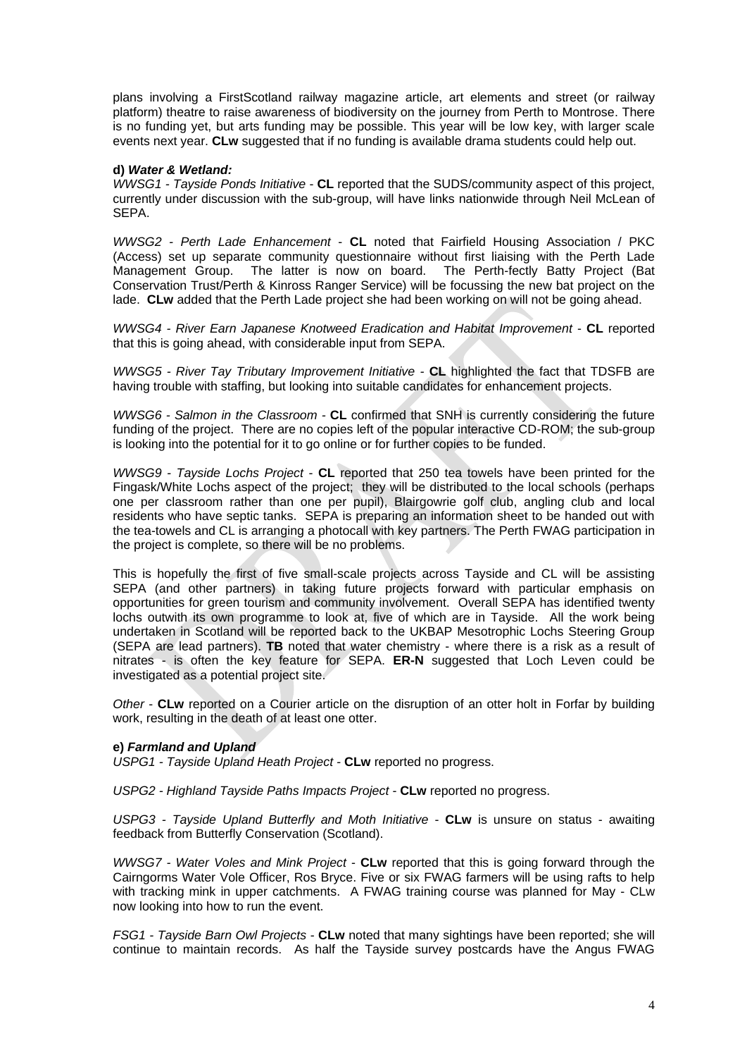plans involving a FirstScotland railway magazine article, art elements and street (or railway platform) theatre to raise awareness of biodiversity on the journey from Perth to Montrose. There is no funding yet, but arts funding may be possible. This year will be low key, with larger scale events next year. **CLw** suggested that if no funding is available drama students could help out.

**d)** ***Water & Wetland:***

*WWSG1 - Tayside Ponds Initiative* - **CL** reported that the SUDS/community aspect of this project, currently under discussion with the sub-group, will have links nationwide through Neil McLean of SEPA.

*WWSG2 - Perth Lade Enhancement* - **CL** noted that Fairfield Housing Association / PKC (Access) set up separate community questionnaire without first liaising with the Perth Lade Management Group. The latter is now on board. The Perth-fectly Batty Project (Bat Conservation Trust/Perth & Kinross Ranger Service) will be focussing the new bat project on the lade. **CLw** added that the Perth Lade project she had been working on will not be going ahead.

*WWSG4 - River Earn Japanese Knotweed Eradication and Habitat Improvement* - **CL** reported that this is going ahead, with considerable input from SEPA.

*WWSG5 - River Tay Tributary Improvement Initiative* - **CL** highlighted the fact that TDSFB are having trouble with staffing, but looking into suitable candidates for enhancement projects.

*WWSG6 - Salmon in the Classroom* - **CL** confirmed that SNH is currently considering the future funding of the project. There are no copies left of the popular interactive CD-ROM; the sub-group is looking into the potential for it to go online or for further copies to be funded.

*WWSG9 - Tayside Lochs Project* - **CL** reported that 250 tea towels have been printed for the Fingask/White Lochs aspect of the project; they will be distributed to the local schools (perhaps one per classroom rather than one per pupil), Blairgowrie golf club, angling club and local residents who have septic tanks. SEPA is preparing an information sheet to be handed out with the tea-towels and CL is arranging a photocall with key partners. The Perth FWAG participation in the project is complete, so there will be no problems.

This is hopefully the first of five small-scale projects across Tayside and CL will be assisting SEPA (and other partners) in taking future projects forward with particular emphasis on opportunities for green tourism and community involvement. Overall SEPA has identified twenty lochs outwith its own programme to look at, five of which are in Tayside. All the work being undertaken in Scotland will be reported back to the UKBAP Mesotrophic Lochs Steering Group (SEPA are lead partners). **TB** noted that water chemistry - where there is a risk as a result of nitrates - is often the key feature for SEPA. **ER-N** suggested that Loch Leven could be investigated as a potential project site.

*Other* - **CLw** reported on a Courier article on the disruption of an otter holt in Forfar by building work, resulting in the death of at least one otter.

**e)** ***Farmland and Upland***

*USPG1 - Tayside Upland Heath Project* - **CLw** reported no progress.

*USPG2 - Highland Tayside Paths Impacts Project* - **CLw** reported no progress.

*USPG3 - Tayside Upland Butterfly and Moth Initiative* - **CLw** is unsure on status - awaiting feedback from Butterfly Conservation (Scotland).

*WWSG7 - Water Voles and Mink Project* - **CLw** reported that this is going forward through the Cairngorms Water Vole Officer, Ros Bryce. Five or six FWAG farmers will be using rafts to help with tracking mink in upper catchments. A FWAG training course was planned for May - CLw now looking into how to run the event.

*FSG1 - Tayside Barn Owl Projects* - **CLw** noted that many sightings have been reported; she will continue to maintain records. As half the Tayside survey postcards have the Angus FWAG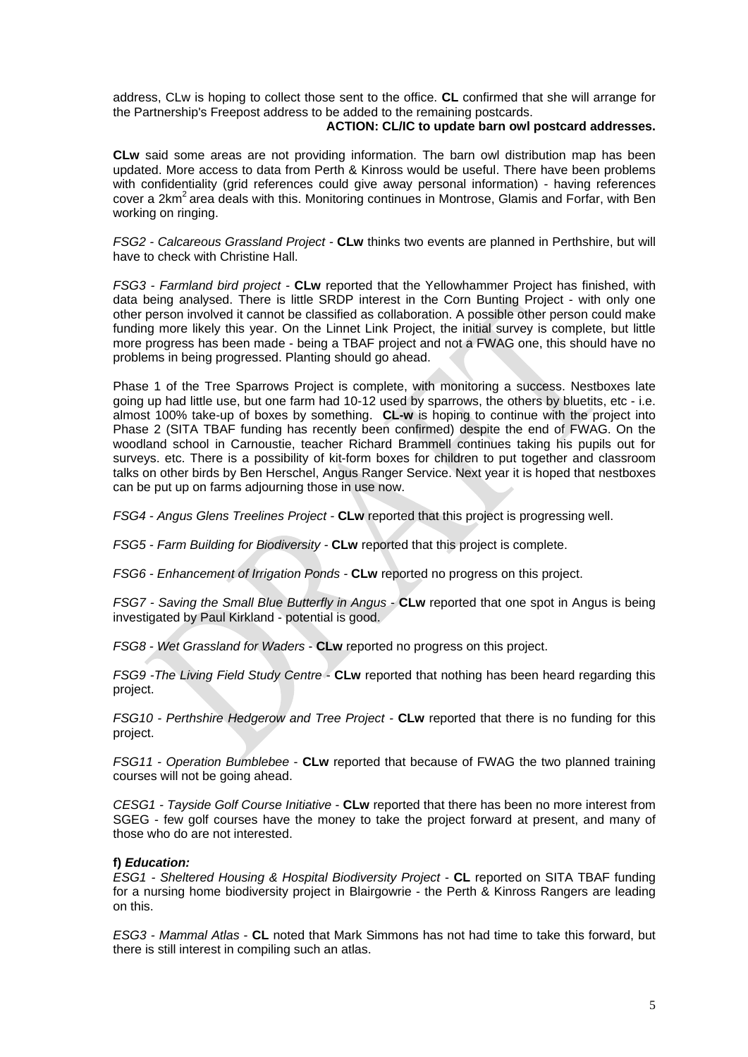address, CLw is hoping to collect those sent to the office. **CL** confirmed that she will arrange for the Partnership's Freepost address to be added to the remaining postcards.

**ACTION: CL/IC to update barn owl postcard addresses.**

**CLw** said some areas are not providing information. The barn owl distribution map has been updated. More access to data from Perth & Kinross would be useful. There have been problems with confidentiality (grid references could give away personal information) - having references cover a 2km$^2$ area deals with this. Monitoring continues in Montrose, Glamis and Forfar, with Ben working on ringing.

*FSG2 - Calcareous Grassland Project* - **CLw** thinks two events are planned in Perthshire, but will have to check with Christine Hall.

*FSG3 - Farmland bird project* - **CLw** reported that the Yellowhammer Project has finished, with data being analysed. There is little SRDP interest in the Corn Bunting Project - with only one other person involved it cannot be classified as collaboration. A possible other person could make funding more likely this year. On the Linnet Link Project, the initial survey is complete, but little more progress has been made - being a TBAF project and not a FWAG one, this should have no problems in being progressed. Planting should go ahead.

Phase 1 of the Tree Sparrows Project is complete, with monitoring a success. Nestboxes late going up had little use, but one farm had 10-12 used by sparrows, the others by bluetits, etc - i.e. almost 100% take-up of boxes by something. **CL-w** is hoping to continue with the project into Phase 2 (SITA TBAF funding has recently been confirmed) despite the end of FWAG. On the woodland school in Carnoustie, teacher Richard Brammell continues taking his pupils out for surveys. etc. There is a possibility of kit-form boxes for children to put together and classroom talks on other birds by Ben Herschel, Angus Ranger Service. Next year it is hoped that nestboxes can be put up on farms adjourning those in use now.

*FSG4 - Angus Glens Treelines Project* - **CLw** reported that this project is progressing well.

*FSG5 - Farm Building for Biodiversity* - **CLw** reported that this project is complete.

*FSG6 - Enhancement of Irrigation Ponds* - **CLw** reported no progress on this project.

*FSG7 - Saving the Small Blue Butterfly in Angus* - **CLw** reported that one spot in Angus is being investigated by Paul Kirkland - potential is good.

*FSG8 - Wet Grassland for Waders* - **CLw** reported no progress on this project.

*FSG9 -The Living Field Study Centre* - **CLw** reported that nothing has been heard regarding this project.

*FSG10 - Perthshire Hedgerow and Tree Project* - **CLw** reported that there is no funding for this project.

*FSG11 - Operation Bumblebee* - **CLw** reported that because of FWAG the two planned training courses will not be going ahead.

*CESG1 - Tayside Golf Course Initiative* - **CLw** reported that there has been no more interest from SGEG - few golf courses have the money to take the project forward at present, and many of those who do are not interested.

**f) *Education:***

*ESG1 - Sheltered Housing & Hospital Biodiversity Project* - **CL** reported on SITA TBAF funding for a nursing home biodiversity project in Blairgowrie - the Perth & Kinross Rangers are leading on this.

*ESG3 - Mammal Atlas* - **CL** noted that Mark Simmons has not had time to take this forward, but there is still interest in compiling such an atlas.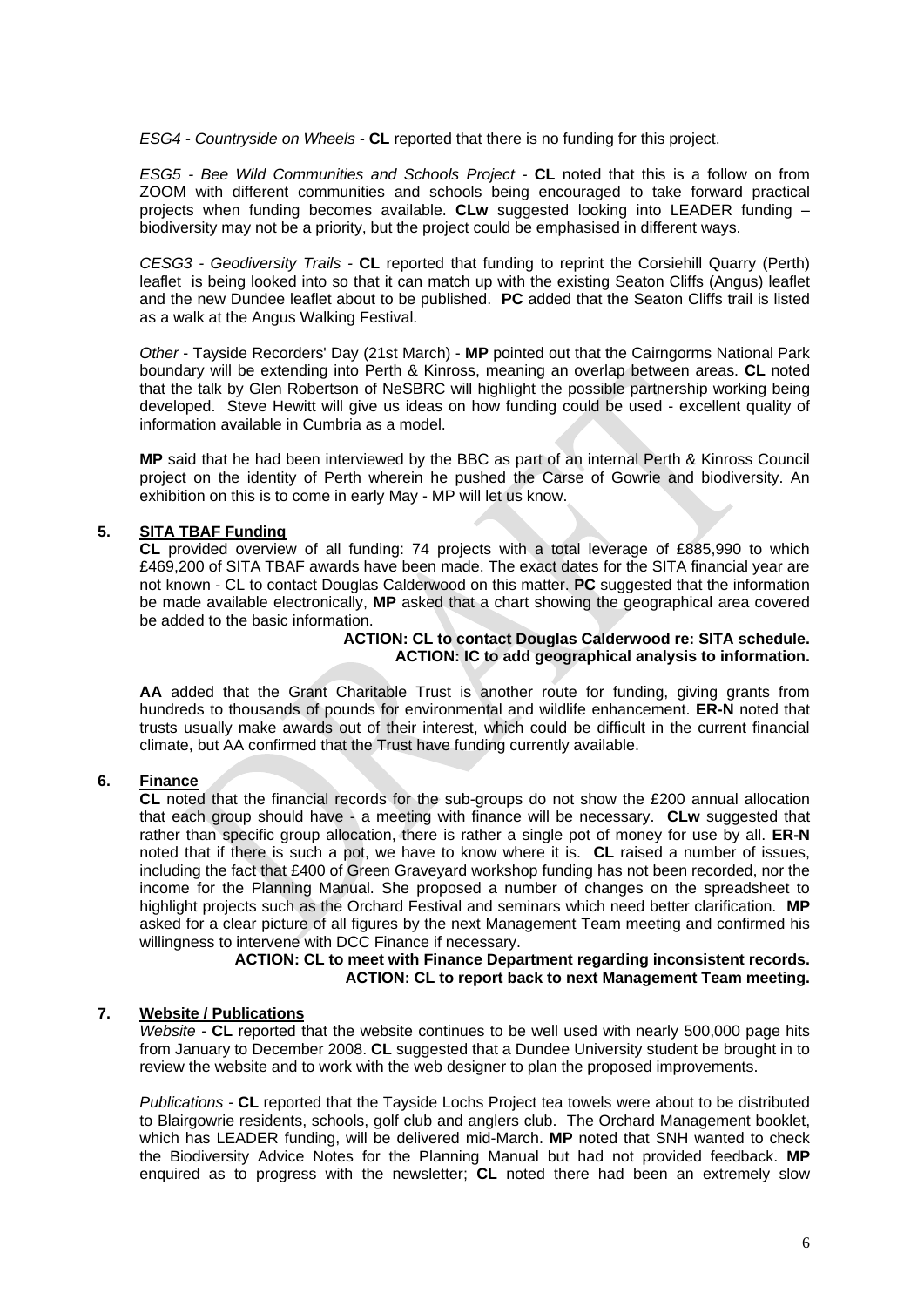*ESG4 - Countryside on Wheels* - **CL** reported that there is no funding for this project.

*ESG5 - Bee Wild Communities and Schools Project* - **CL** noted that this is a follow on from ZOOM with different communities and schools being encouraged to take forward practical projects when funding becomes available. **CLw** suggested looking into LEADER funding – biodiversity may not be a priority, but the project could be emphasised in different ways.

*CESG3 - Geodiversity Trails* - **CL** reported that funding to reprint the Corsiehill Quarry (Perth) leaflet is being looked into so that it can match up with the existing Seaton Cliffs (Angus) leaflet and the new Dundee leaflet about to be published. **PC** added that the Seaton Cliffs trail is listed as a walk at the Angus Walking Festival.

*Other* - Tayside Recorders' Day (21st March) - **MP** pointed out that the Cairngorms National Park boundary will be extending into Perth & Kinross, meaning an overlap between areas. **CL** noted that the talk by Glen Robertson of NeSBRC will highlight the possible partnership working being developed. Steve Hewitt will give us ideas on how funding could be used - excellent quality of information available in Cumbria as a model.

**MP** said that he had been interviewed by the BBC as part of an internal Perth & Kinross Council project on the identity of Perth wherein he pushed the Carse of Gowrie and biodiversity. An exhibition on this is to come in early May - MP will let us know.

## 5. SITA TBAF Funding

**CL** provided overview of all funding: 74 projects with a total leverage of £885,990 to which £469,200 of SITA TBAF awards have been made. The exact dates for the SITA financial year are not known - CL to contact Douglas Calderwood on this matter. **PC** suggested that the information be made available electronically, **MP** asked that a chart showing the geographical area covered be added to the basic information.

**ACTION: CL to contact Douglas Calderwood re: SITA schedule.**
**ACTION: IC to add geographical analysis to information.**

**AA** added that the Grant Charitable Trust is another route for funding, giving grants from hundreds to thousands of pounds for environmental and wildlife enhancement. **ER-N** noted that trusts usually make awards out of their interest, which could be difficult in the current financial climate, but AA confirmed that the Trust have funding currently available.

## 6. Finance

**CL** noted that the financial records for the sub-groups do not show the £200 annual allocation that each group should have - a meeting with finance will be necessary. **CLw** suggested that rather than specific group allocation, there is rather a single pot of money for use by all. **ER-N** noted that if there is such a pot, we have to know where it is. **CL** raised a number of issues, including the fact that £400 of Green Graveyard workshop funding has not been recorded, nor the income for the Planning Manual. She proposed a number of changes on the spreadsheet to highlight projects such as the Orchard Festival and seminars which need better clarification. **MP** asked for a clear picture of all figures by the next Management Team meeting and confirmed his willingness to intervene with DCC Finance if necessary.

**ACTION: CL to meet with Finance Department regarding inconsistent records.**
**ACTION: CL to report back to next Management Team meeting.**

## 7. Website / Publications

*Website* - **CL** reported that the website continues to be well used with nearly 500,000 page hits from January to December 2008. **CL** suggested that a Dundee University student be brought in to review the website and to work with the web designer to plan the proposed improvements.

*Publications* - **CL** reported that the Tayside Lochs Project tea towels were about to be distributed to Blairgowrie residents, schools, golf club and anglers club. The Orchard Management booklet, which has LEADER funding, will be delivered mid-March. **MP** noted that SNH wanted to check the Biodiversity Advice Notes for the Planning Manual but had not provided feedback. **MP** enquired as to progress with the newsletter; **CL** noted there had been an extremely slow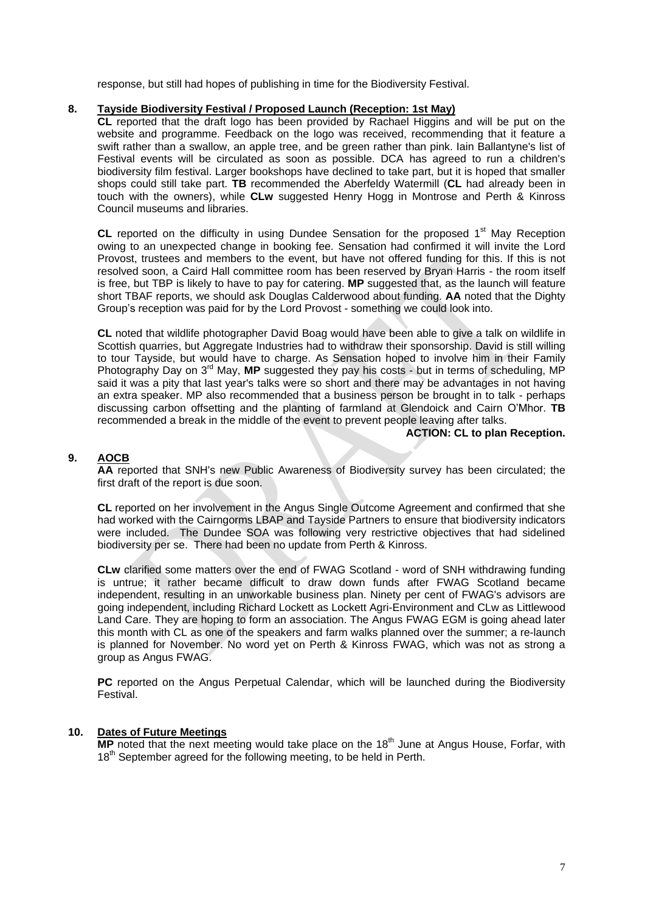response, but still had hopes of publishing in time for the Biodiversity Festival.

**8. Tayside Biodiversity Festival / Proposed Launch (Reception: 1st May)**

**CL** reported that the draft logo has been provided by Rachael Higgins and will be put on the website and programme. Feedback on the logo was received, recommending that it feature a swift rather than a swallow, an apple tree, and be green rather than pink. Iain Ballantyne's list of Festival events will be circulated as soon as possible. DCA has agreed to run a children's biodiversity film festival. Larger bookshops have declined to take part, but it is hoped that smaller shops could still take part. **TB** recommended the Aberfeldy Watermill (**CL** had already been in touch with the owners), while **CLw** suggested Henry Hogg in Montrose and Perth & Kinross Council museums and libraries.

**CL** reported on the difficulty in using Dundee Sensation for the proposed 1st May Reception owing to an unexpected change in booking fee. Sensation had confirmed it will invite the Lord Provost, trustees and members to the event, but have not offered funding for this. If this is not resolved soon, a Caird Hall committee room has been reserved by Bryan Harris - the room itself is free, but TBP is likely to have to pay for catering. **MP** suggested that, as the launch will feature short TBAF reports, we should ask Douglas Calderwood about funding. **AA** noted that the Dighty Group's reception was paid for by the Lord Provost - something we could look into.

**CL** noted that wildlife photographer David Boag would have been able to give a talk on wildlife in Scottish quarries, but Aggregate Industries had to withdraw their sponsorship. David is still willing to tour Tayside, but would have to charge. As Sensation hoped to involve him in their Family Photography Day on 3rd May, **MP** suggested they pay his costs - but in terms of scheduling, MP said it was a pity that last year's talks were so short and there may be advantages in not having an extra speaker. MP also recommended that a business person be brought in to talk - perhaps discussing carbon offsetting and the planting of farmland at Glendoick and Cairn O'Mhor. **TB** recommended a break in the middle of the event to prevent people leaving after talks.

**ACTION: CL to plan Reception.**

**9. AOCB**

**AA** reported that SNH's new Public Awareness of Biodiversity survey has been circulated; the first draft of the report is due soon.

**CL** reported on her involvement in the Angus Single Outcome Agreement and confirmed that she had worked with the Cairngorms LBAP and Tayside Partners to ensure that biodiversity indicators were included. The Dundee SOA was following very restrictive objectives that had sidelined biodiversity per se. There had been no update from Perth & Kinross.

**CLw** clarified some matters over the end of FWAG Scotland - word of SNH withdrawing funding is untrue; it rather became difficult to draw down funds after FWAG Scotland became independent, resulting in an unworkable business plan. Ninety per cent of FWAG's advisors are going independent, including Richard Lockett as Lockett Agri-Environment and CLw as Littlewood Land Care. They are hoping to form an association. The Angus FWAG EGM is going ahead later this month with CL as one of the speakers and farm walks planned over the summer; a re-launch is planned for November. No word yet on Perth & Kinross FWAG, which was not as strong a group as Angus FWAG.

**PC** reported on the Angus Perpetual Calendar, which will be launched during the Biodiversity Festival.

**10. Dates of Future Meetings**

**MP** noted that the next meeting would take place on the 18th June at Angus House, Forfar, with 18th September agreed for the following meeting, to be held in Perth.